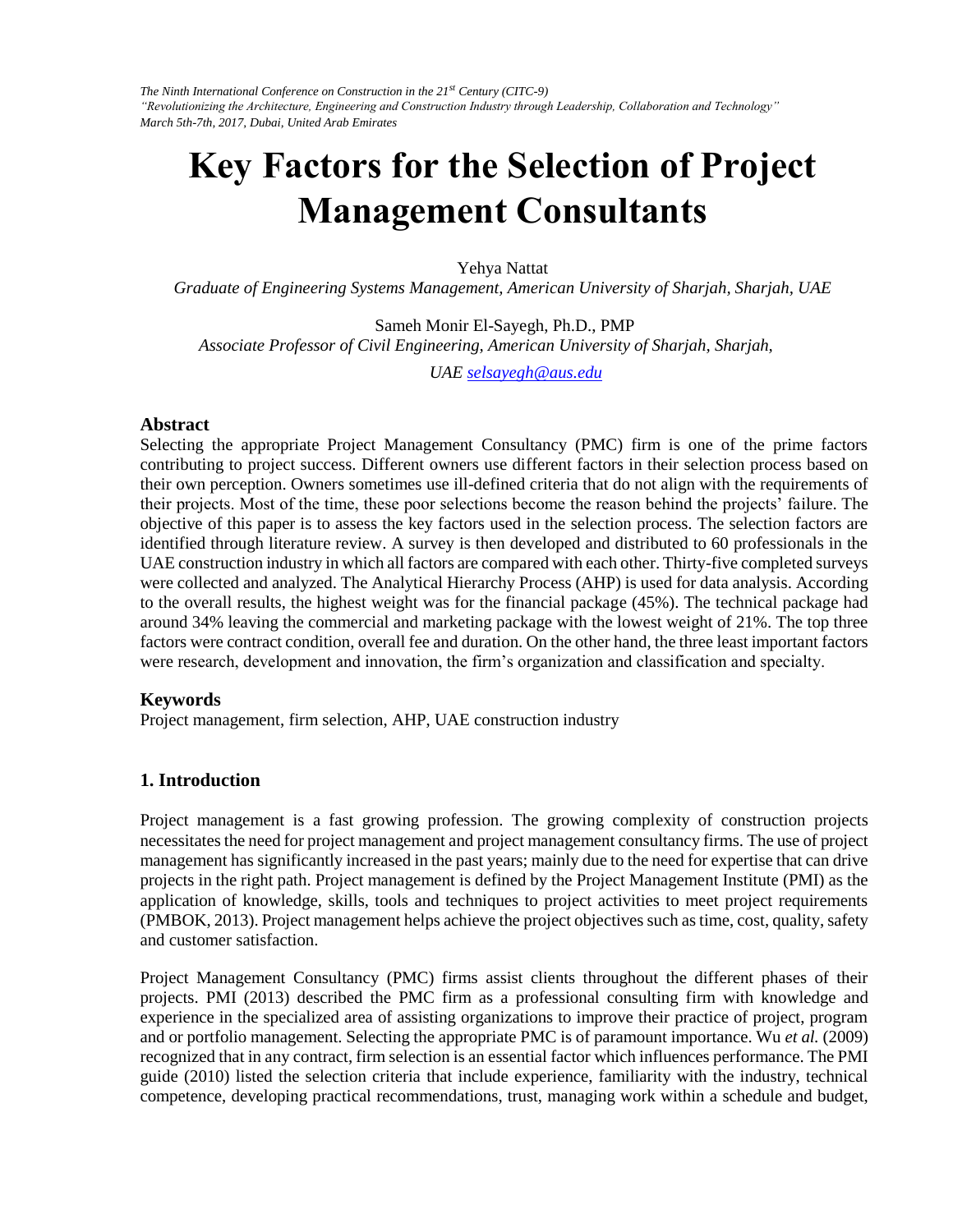*The Ninth International Conference on Construction in the 21st Century (CITC-9)*
*"Revolutionizing the Architecture, Engineering and Construction Industry through Leadership, Collaboration and Technology"*
*March 5th-7th, 2017, Dubai, United Arab Emirates*

# Key Factors for the Selection of Project Management Consultants

Yehya Nattat
*Graduate of Engineering Systems Management, American University of Sharjah, Sharjah, UAE*

Sameh Monir El-Sayegh, Ph.D., PMP
*Associate Professor of Civil Engineering, American University of Sharjah, Sharjah, UAE* selsayegh@aus.edu

## Abstract

Selecting the appropriate Project Management Consultancy (PMC) firm is one of the prime factors contributing to project success. Different owners use different factors in their selection process based on their own perception. Owners sometimes use ill-defined criteria that do not align with the requirements of their projects. Most of the time, these poor selections become the reason behind the projects' failure. The objective of this paper is to assess the key factors used in the selection process. The selection factors are identified through literature review. A survey is then developed and distributed to 60 professionals in the UAE construction industry in which all factors are compared with each other. Thirty-five completed surveys were collected and analyzed. The Analytical Hierarchy Process (AHP) is used for data analysis. According to the overall results, the highest weight was for the financial package (45%). The technical package had around 34% leaving the commercial and marketing package with the lowest weight of 21%. The top three factors were contract condition, overall fee and duration. On the other hand, the three least important factors were research, development and innovation, the firm's organization and classification and specialty.

## Keywords

Project management, firm selection, AHP, UAE construction industry

## 1. Introduction

Project management is a fast growing profession. The growing complexity of construction projects necessitates the need for project management and project management consultancy firms. The use of project management has significantly increased in the past years; mainly due to the need for expertise that can drive projects in the right path. Project management is defined by the Project Management Institute (PMI) as the application of knowledge, skills, tools and techniques to project activities to meet project requirements (PMBOK, 2013). Project management helps achieve the project objectives such as time, cost, quality, safety and customer satisfaction.

Project Management Consultancy (PMC) firms assist clients throughout the different phases of their projects. PMI (2013) described the PMC firm as a professional consulting firm with knowledge and experience in the specialized area of assisting organizations to improve their practice of project, program and or portfolio management. Selecting the appropriate PMC is of paramount importance. Wu *et al.* (2009) recognized that in any contract, firm selection is an essential factor which influences performance. The PMI guide (2010) listed the selection criteria that include experience, familiarity with the industry, technical competence, developing practical recommendations, trust, managing work within a schedule and budget,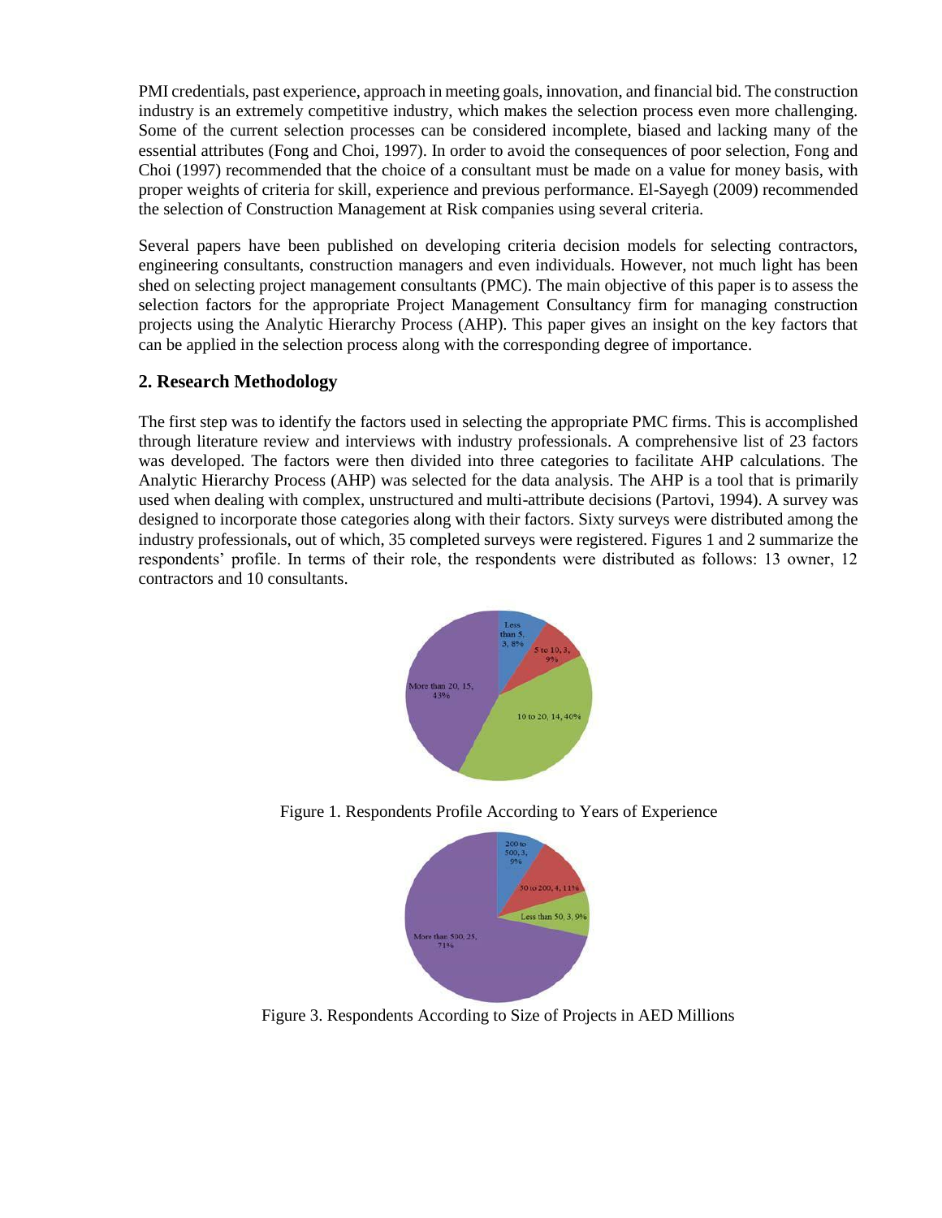PMI credentials, past experience, approach in meeting goals, innovation, and financial bid. The construction industry is an extremely competitive industry, which makes the selection process even more challenging. Some of the current selection processes can be considered incomplete, biased and lacking many of the essential attributes (Fong and Choi, 1997). In order to avoid the consequences of poor selection, Fong and Choi (1997) recommended that the choice of a consultant must be made on a value for money basis, with proper weights of criteria for skill, experience and previous performance. El-Sayegh (2009) recommended the selection of Construction Management at Risk companies using several criteria.

Several papers have been published on developing criteria decision models for selecting contractors, engineering consultants, construction managers and even individuals. However, not much light has been shed on selecting project management consultants (PMC). The main objective of this paper is to assess the selection factors for the appropriate Project Management Consultancy firm for managing construction projects using the Analytic Hierarchy Process (AHP). This paper gives an insight on the key factors that can be applied in the selection process along with the corresponding degree of importance.

## 2. Research Methodology

The first step was to identify the factors used in selecting the appropriate PMC firms. This is accomplished through literature review and interviews with industry professionals. A comprehensive list of 23 factors was developed. The factors were then divided into three categories to facilitate AHP calculations. The Analytic Hierarchy Process (AHP) was selected for the data analysis. The AHP is a tool that is primarily used when dealing with complex, unstructured and multi-attribute decisions (Partovi, 1994). A survey was designed to incorporate those categories along with their factors. Sixty surveys were distributed among the industry professionals, out of which, 35 completed surveys were registered. Figures 1 and 2 summarize the respondents' profile. In terms of their role, the respondents were distributed as follows: 13 owner, 12 contractors and 10 consultants.

Less than 5, 3, 8%
5 to 10, 3, 9%
10 to 20, 14, 40%
More than 20, 15, 43%

Figure 1. Respondents Profile According to Years of Experience

200 to 500, 3, 9%
50 to 200, 4, 11%
Less than 50, 3, 9%
More than 500, 25, 71%

Figure 3. Respondents According to Size of Projects in AED Millions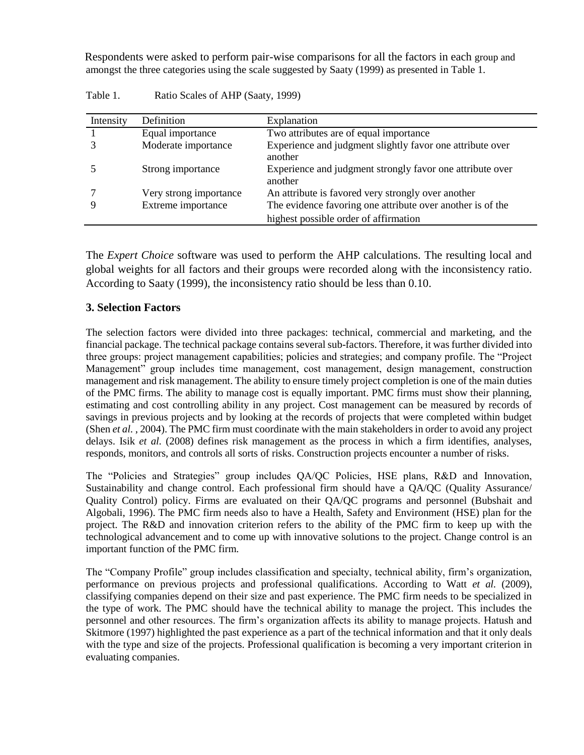Respondents were asked to perform pair-wise comparisons for all the factors in each group and amongst the three categories using the scale suggested by Saaty (1999) as presented in Table 1.

Table 1. Ratio Scales of AHP (Saaty, 1999)

| Intensity | Definition | Explanation |
|---|---|---|
| 1 | Equal importance | Two attributes are of equal importance |
| 3 | Moderate importance | Experience and judgment slightly favor one attribute over another |
| 5 | Strong importance | Experience and judgment strongly favor one attribute over another |
| 7 | Very strong importance | An attribute is favored very strongly over another |
| 9 | Extreme importance | The evidence favoring one attribute over another is of the highest possible order of affirmation |

The *Expert Choice* software was used to perform the AHP calculations. The resulting local and global weights for all factors and their groups were recorded along with the inconsistency ratio. According to Saaty (1999), the inconsistency ratio should be less than 0.10.

## 3. Selection Factors

The selection factors were divided into three packages: technical, commercial and marketing, and the financial package. The technical package contains several sub-factors. Therefore, it was further divided into three groups: project management capabilities; policies and strategies; and company profile. The "Project Management" group includes time management, cost management, design management, construction management and risk management. The ability to ensure timely project completion is one of the main duties of the PMC firms. The ability to manage cost is equally important. PMC firms must show their planning, estimating and cost controlling ability in any project. Cost management can be measured by records of savings in previous projects and by looking at the records of projects that were completed within budget (Shen *et al.* , 2004). The PMC firm must coordinate with the main stakeholders in order to avoid any project delays. Isik *et al.* (2008) defines risk management as the process in which a firm identifies, analyses, responds, monitors, and controls all sorts of risks. Construction projects encounter a number of risks.

The "Policies and Strategies" group includes QA/QC Policies, HSE plans, R&D and Innovation, Sustainability and change control. Each professional firm should have a QA/QC (Quality Assurance/ Quality Control) policy. Firms are evaluated on their QA/QC programs and personnel (Bubshait and Algobali, 1996). The PMC firm needs also to have a Health, Safety and Environment (HSE) plan for the project. The R&D and innovation criterion refers to the ability of the PMC firm to keep up with the technological advancement and to come up with innovative solutions to the project. Change control is an important function of the PMC firm.

The "Company Profile" group includes classification and specialty, technical ability, firm's organization, performance on previous projects and professional qualifications. According to Watt *et al.* (2009), classifying companies depend on their size and past experience. The PMC firm needs to be specialized in the type of work. The PMC should have the technical ability to manage the project. This includes the personnel and other resources. The firm's organization affects its ability to manage projects. Hatush and Skitmore (1997) highlighted the past experience as a part of the technical information and that it only deals with the type and size of the projects. Professional qualification is becoming a very important criterion in evaluating companies.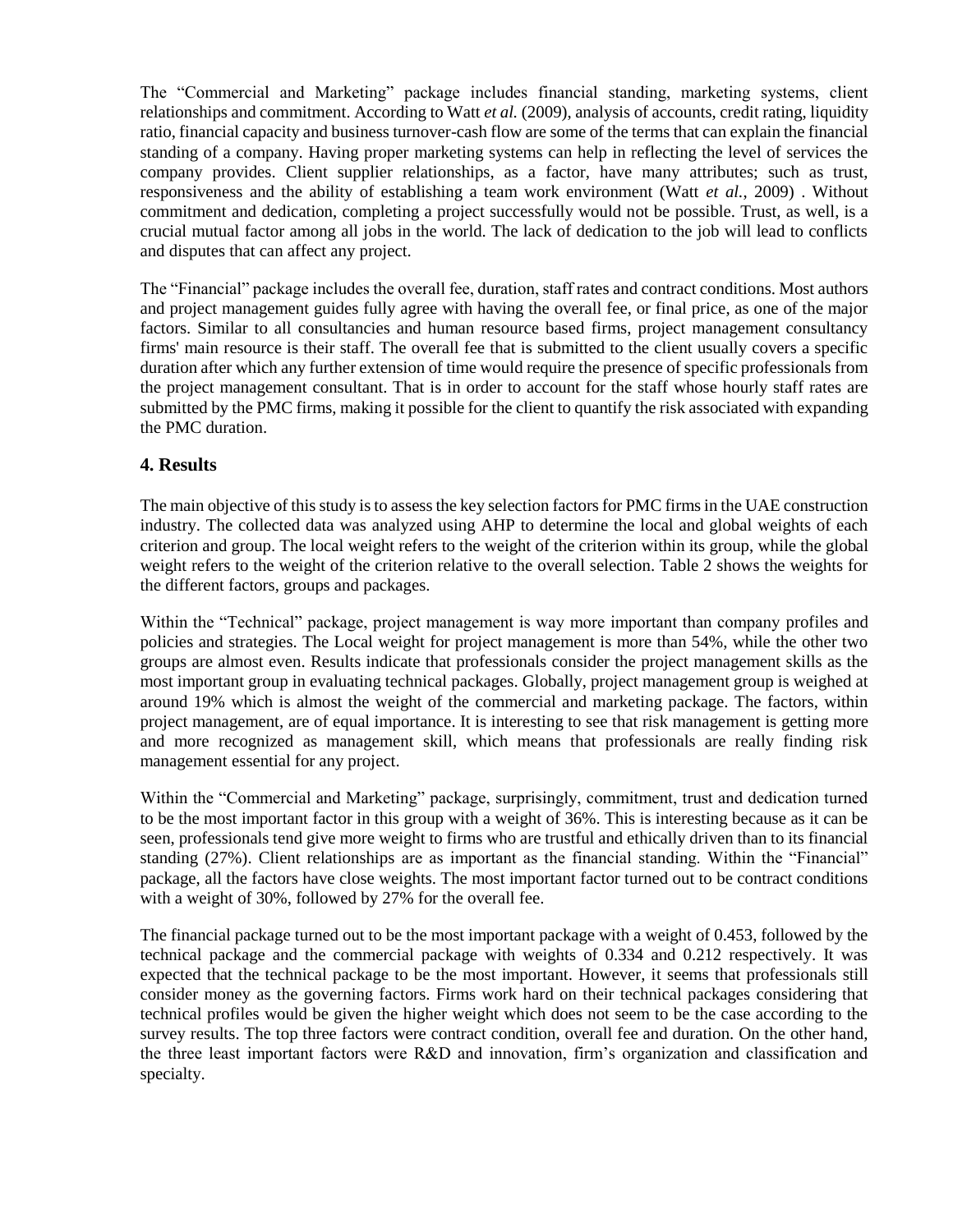The "Commercial and Marketing" package includes financial standing, marketing systems, client relationships and commitment. According to Watt *et al.* (2009), analysis of accounts, credit rating, liquidity ratio, financial capacity and business turnover-cash flow are some of the terms that can explain the financial standing of a company. Having proper marketing systems can help in reflecting the level of services the company provides. Client supplier relationships, as a factor, have many attributes; such as trust, responsiveness and the ability of establishing a team work environment (Watt *et al.*, 2009) . Without commitment and dedication, completing a project successfully would not be possible. Trust, as well, is a crucial mutual factor among all jobs in the world. The lack of dedication to the job will lead to conflicts and disputes that can affect any project.

The "Financial" package includes the overall fee, duration, staff rates and contract conditions. Most authors and project management guides fully agree with having the overall fee, or final price, as one of the major factors. Similar to all consultancies and human resource based firms, project management consultancy firms' main resource is their staff. The overall fee that is submitted to the client usually covers a specific duration after which any further extension of time would require the presence of specific professionals from the project management consultant. That is in order to account for the staff whose hourly staff rates are submitted by the PMC firms, making it possible for the client to quantify the risk associated with expanding the PMC duration.

## 4. Results

The main objective of this study is to assess the key selection factors for PMC firms in the UAE construction industry. The collected data was analyzed using AHP to determine the local and global weights of each criterion and group. The local weight refers to the weight of the criterion within its group, while the global weight refers to the weight of the criterion relative to the overall selection. Table 2 shows the weights for the different factors, groups and packages.

Within the "Technical" package, project management is way more important than company profiles and policies and strategies. The Local weight for project management is more than 54%, while the other two groups are almost even. Results indicate that professionals consider the project management skills as the most important group in evaluating technical packages. Globally, project management group is weighed at around 19% which is almost the weight of the commercial and marketing package. The factors, within project management, are of equal importance. It is interesting to see that risk management is getting more and more recognized as management skill, which means that professionals are really finding risk management essential for any project.

Within the "Commercial and Marketing" package, surprisingly, commitment, trust and dedication turned to be the most important factor in this group with a weight of 36%. This is interesting because as it can be seen, professionals tend give more weight to firms who are trustful and ethically driven than to its financial standing (27%). Client relationships are as important as the financial standing. Within the "Financial" package, all the factors have close weights. The most important factor turned out to be contract conditions with a weight of 30%, followed by 27% for the overall fee.

The financial package turned out to be the most important package with a weight of 0.453, followed by the technical package and the commercial package with weights of 0.334 and 0.212 respectively. It was expected that the technical package to be the most important. However, it seems that professionals still consider money as the governing factors. Firms work hard on their technical packages considering that technical profiles would be given the higher weight which does not seem to be the case according to the survey results. The top three factors were contract condition, overall fee and duration. On the other hand, the three least important factors were R&D and innovation, firm's organization and classification and specialty.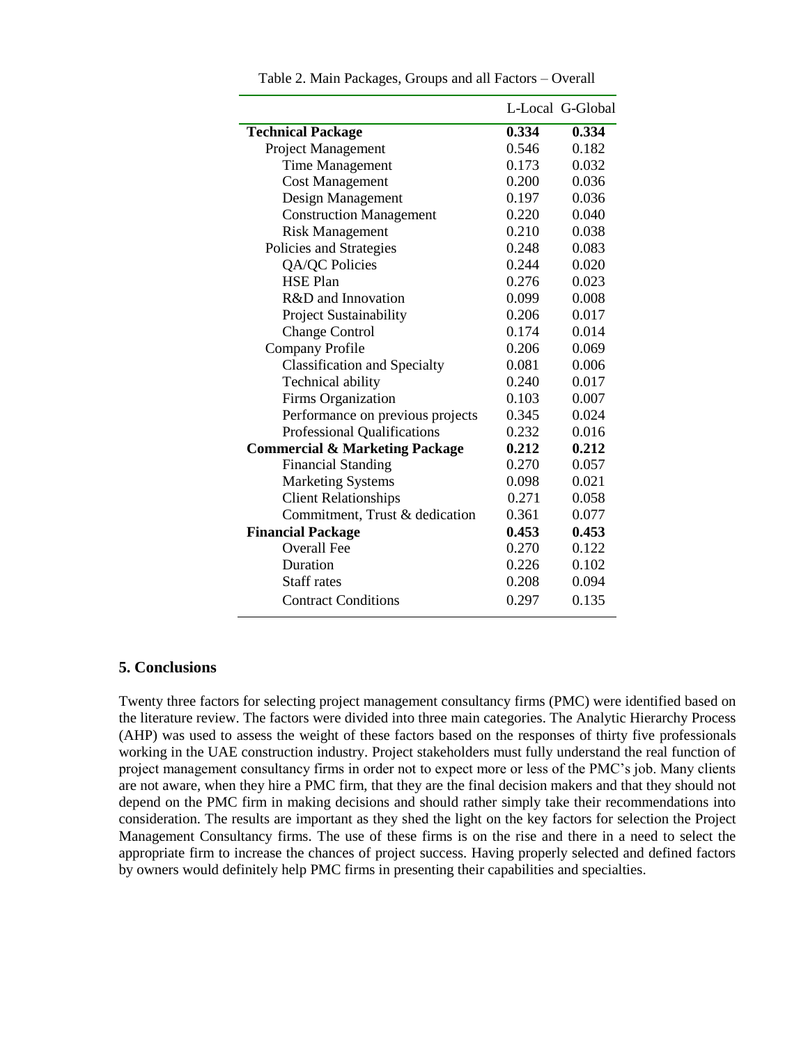Table 2. Main Packages, Groups and all Factors – Overall

| | L-Local | G-Global |
|---|---|---|
| **Technical Package** | **0.334** | **0.334** |
| Project Management | 0.546 | 0.182 |
| Time Management | 0.173 | 0.032 |
| Cost Management | 0.200 | 0.036 |
| Design Management | 0.197 | 0.036 |
| Construction Management | 0.220 | 0.040 |
| Risk Management | 0.210 | 0.038 |
| Policies and Strategies | 0.248 | 0.083 |
| QA/QC Policies | 0.244 | 0.020 |
| HSE Plan | 0.276 | 0.023 |
| R&D and Innovation | 0.099 | 0.008 |
| Project Sustainability | 0.206 | 0.017 |
| Change Control | 0.174 | 0.014 |
| Company Profile | 0.206 | 0.069 |
| Classification and Specialty | 0.081 | 0.006 |
| Technical ability | 0.240 | 0.017 |
| Firms Organization | 0.103 | 0.007 |
| Performance on previous projects | 0.345 | 0.024 |
| Professional Qualifications | 0.232 | 0.016 |
| **Commercial & Marketing Package** | **0.212** | **0.212** |
| Financial Standing | 0.270 | 0.057 |
| Marketing Systems | 0.098 | 0.021 |
| Client Relationships | 0.271 | 0.058 |
| Commitment, Trust & dedication | 0.361 | 0.077 |
| **Financial Package** | **0.453** | **0.453** |
| Overall Fee | 0.270 | 0.122 |
| Duration | 0.226 | 0.102 |
| Staff rates | 0.208 | 0.094 |
| Contract Conditions | 0.297 | 0.135 |

## 5. Conclusions

Twenty three factors for selecting project management consultancy firms (PMC) were identified based on the literature review. The factors were divided into three main categories. The Analytic Hierarchy Process (AHP) was used to assess the weight of these factors based on the responses of thirty five professionals working in the UAE construction industry. Project stakeholders must fully understand the real function of project management consultancy firms in order not to expect more or less of the PMC's job. Many clients are not aware, when they hire a PMC firm, that they are the final decision makers and that they should not depend on the PMC firm in making decisions and should rather simply take their recommendations into consideration. The results are important as they shed the light on the key factors for selection the Project Management Consultancy firms. The use of these firms is on the rise and there in a need to select the appropriate firm to increase the chances of project success. Having properly selected and defined factors by owners would definitely help PMC firms in presenting their capabilities and specialties.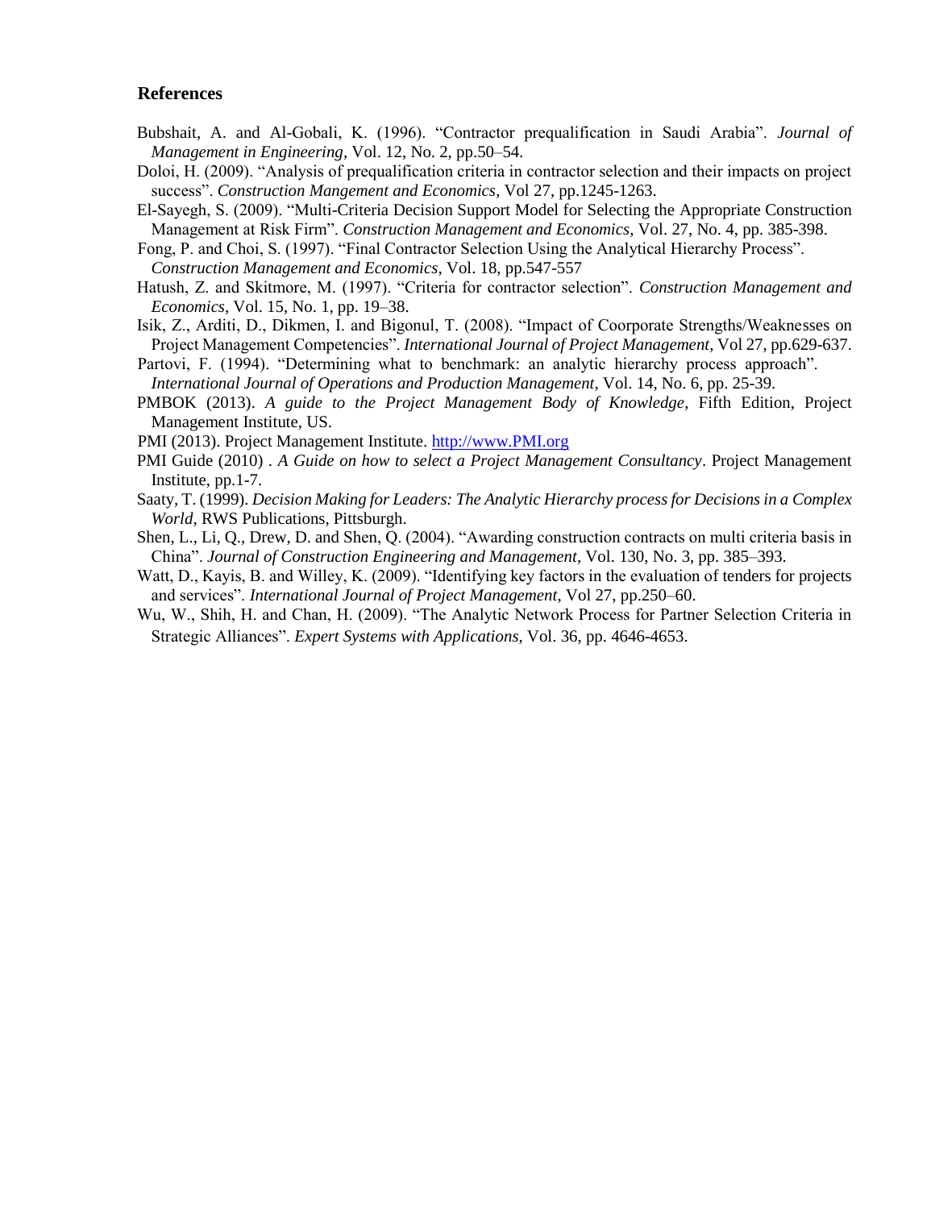## References

Bubshait, A. and Al-Gobali, K. (1996). "Contractor prequalification in Saudi Arabia". *Journal of Management in Engineering*, Vol. 12, No. 2, pp.50–54.

Doloi, H. (2009). "Analysis of prequalification criteria in contractor selection and their impacts on project success". *Construction Mangement and Economics*, Vol 27, pp.1245-1263.

El-Sayegh, S. (2009). "Multi-Criteria Decision Support Model for Selecting the Appropriate Construction Management at Risk Firm". *Construction Management and Economics*, Vol. 27, No. 4, pp. 385-398.

Fong, P. and Choi, S. (1997). "Final Contractor Selection Using the Analytical Hierarchy Process". *Construction Management and Economics*, Vol. 18, pp.547-557

Hatush, Z. and Skitmore, M. (1997). "Criteria for contractor selection". *Construction Management and Economics*, Vol. 15, No. 1, pp. 19–38.

Isik, Z., Arditi, D., Dikmen, I. and Bigonul, T. (2008). "Impact of Coorporate Strengths/Weaknesses on Project Management Competencies". *International Journal of Project Management*, Vol 27, pp.629-637.

Partovi, F. (1994). "Determining what to benchmark: an analytic hierarchy process approach". *International Journal of Operations and Production Management*, Vol. 14, No. 6, pp. 25-39.

PMBOK (2013). *A guide to the Project Management Body of Knowledge*, Fifth Edition, Project Management Institute, US.

PMI (2013). Project Management Institute. http://www.PMI.org

PMI Guide (2010) . *A Guide on how to select a Project Management Consultancy*. Project Management Institute, pp.1-7.

Saaty, T. (1999). *Decision Making for Leaders: The Analytic Hierarchy process for Decisions in a Complex World*, RWS Publications, Pittsburgh.

Shen, L., Li, Q., Drew, D. and Shen, Q. (2004). "Awarding construction contracts on multi criteria basis in China". *Journal of Construction Engineering and Management*, Vol. 130, No. 3, pp. 385–393.

Watt, D., Kayis, B. and Willey, K. (2009). "Identifying key factors in the evaluation of tenders for projects and services". *International Journal of Project Management*, Vol 27, pp.250–60.

Wu, W., Shih, H. and Chan, H. (2009). "The Analytic Network Process for Partner Selection Criteria in Strategic Alliances". *Expert Systems with Applications*, Vol. 36, pp. 4646-4653.